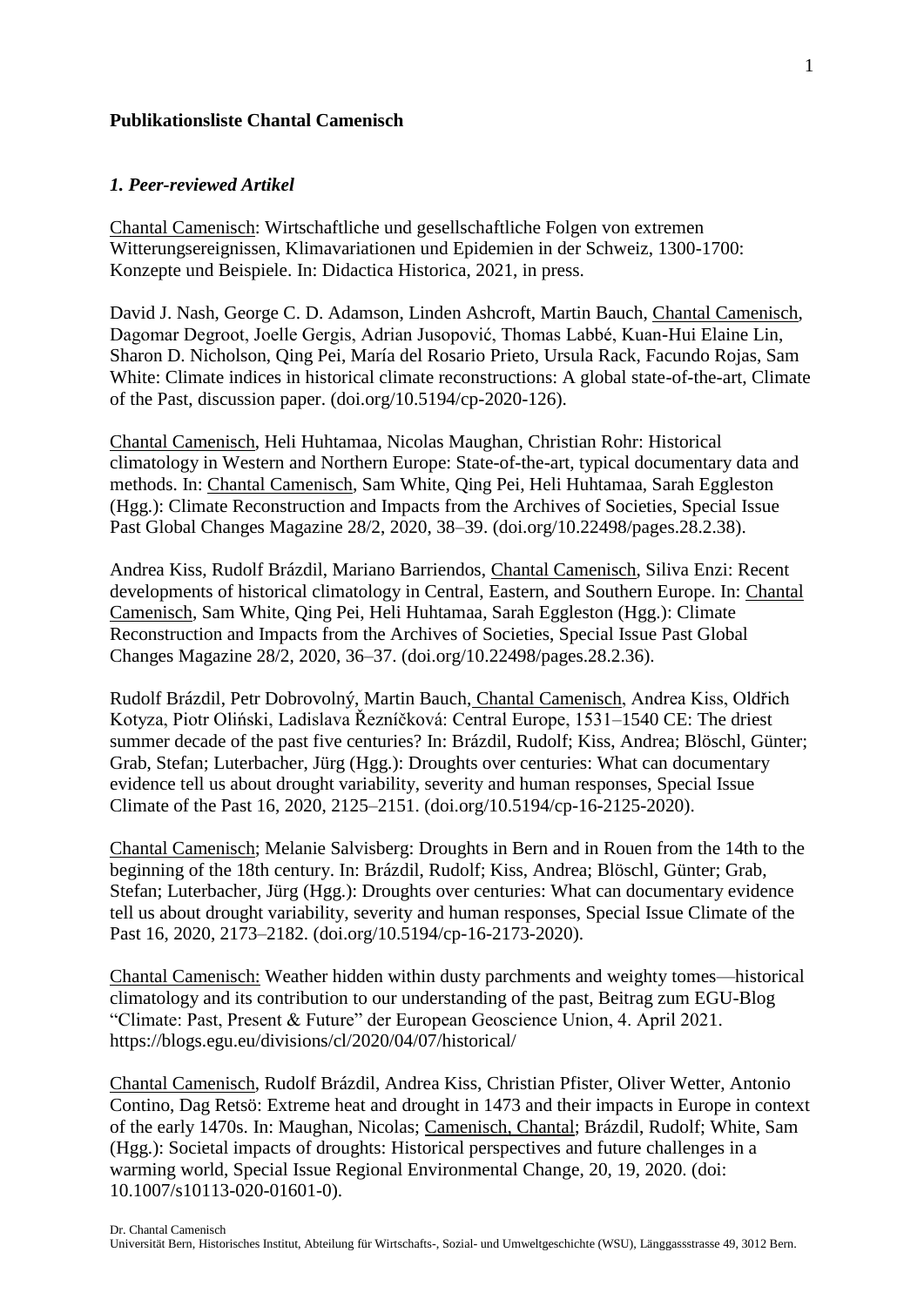**Publikationsliste Chantal Camenisch**

### *1. Peer-reviewed Artikel*

Chantal Camenisch: Wirtschaftliche und gesellschaftliche Folgen von extremen Witterungsereignissen, Klimavariationen und Epidemien in der Schweiz, 1300-1700: Konzepte und Beispiele. In: Didactica Historica, 2021, in press.

David J. Nash, George C. D. Adamson, Linden Ashcroft, Martin Bauch, Chantal Camenisch, Dagomar Degroot, Joelle Gergis, Adrian Jusopović, Thomas Labbé, Kuan-Hui Elaine Lin, Sharon D. Nicholson, Qing Pei, María del Rosario Prieto, Ursula Rack, Facundo Rojas, Sam White: Climate indices in historical climate reconstructions: A global state-of-the-art, Climate of the Past, discussion paper. (doi.org/10.5194/cp-2020-126).

Chantal Camenisch, Heli Huhtamaa, Nicolas Maughan, Christian Rohr: Historical climatology in Western and Northern Europe: State-of-the-art, typical documentary data and methods. In: Chantal Camenisch, Sam White, Qing Pei, Heli Huhtamaa, Sarah Eggleston (Hgg.): Climate Reconstruction and Impacts from the Archives of Societies, Special Issue Past Global Changes Magazine 28/2, 2020, 38–39. (doi.org/10.22498/pages.28.2.38).

Andrea Kiss, Rudolf Brázdil, Mariano Barriendos, Chantal Camenisch, Siliva Enzi: Recent developments of historical climatology in Central, Eastern, and Southern Europe. In: Chantal Camenisch, Sam White, Qing Pei, Heli Huhtamaa, Sarah Eggleston (Hgg.): Climate Reconstruction and Impacts from the Archives of Societies, Special Issue Past Global Changes Magazine 28/2, 2020, 36–37. (doi.org/10.22498/pages.28.2.36).

Rudolf Brázdil, Petr Dobrovolný, Martin Bauch, Chantal Camenisch, Andrea Kiss, Oldřich Kotyza, Piotr Oliński, Ladislava Řezníčková: Central Europe, 1531–1540 CE: The driest summer decade of the past five centuries? In: Brázdil, Rudolf; Kiss, Andrea; Blöschl, Günter; Grab, Stefan; Luterbacher, Jürg (Hgg.): Droughts over centuries: What can documentary evidence tell us about drought variability, severity and human responses, Special Issue Climate of the Past 16, 2020, 2125–2151. (doi.org/10.5194/cp-16-2125-2020).

Chantal Camenisch; Melanie Salvisberg: Droughts in Bern and in Rouen from the 14th to the beginning of the 18th century. In: Brázdil, Rudolf; Kiss, Andrea; Blöschl, Günter; Grab, Stefan; Luterbacher, Jürg (Hgg.): Droughts over centuries: What can documentary evidence tell us about drought variability, severity and human responses, Special Issue Climate of the Past 16, 2020, 2173–2182. (doi.org/10.5194/cp-16-2173-2020).

Chantal Camenisch: Weather hidden within dusty parchments and weighty tomes—historical climatology and its contribution to our understanding of the past, Beitrag zum EGU-Blog "Climate: Past, Present & Future" der European Geoscience Union, 4. April 2021. https://blogs.egu.eu/divisions/cl/2020/04/07/historical/

Chantal Camenisch, Rudolf Brázdil, Andrea Kiss, Christian Pfister, Oliver Wetter, Antonio Contino, Dag Retsö: Extreme heat and drought in 1473 and their impacts in Europe in context of the early 1470s. In: Maughan, Nicolas; Camenisch, Chantal; Brázdil, Rudolf; White, Sam (Hgg.): Societal impacts of droughts: Historical perspectives and future challenges in a warming world, Special Issue Regional Environmental Change, 20, 19, 2020. (doi: 10.1007/s10113-020-01601-0).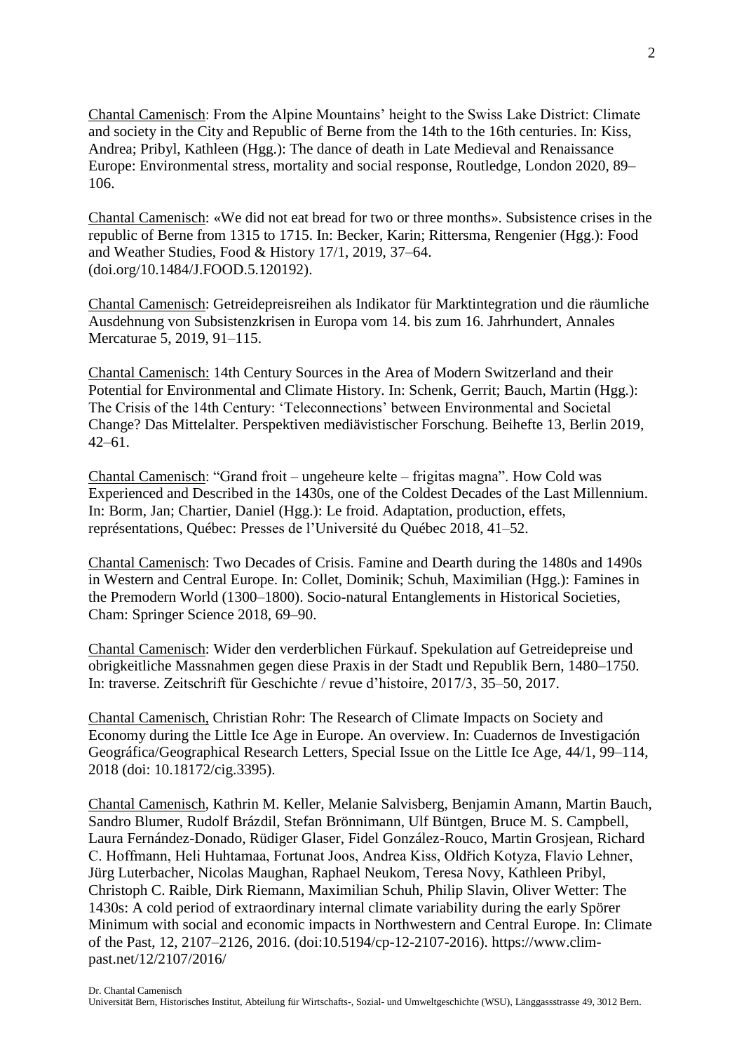Chantal Camenisch: From the Alpine Mountains' height to the Swiss Lake District: Climate and society in the City and Republic of Berne from the 14th to the 16th centuries. In: Kiss, Andrea; Pribyl, Kathleen (Hgg.): The dance of death in Late Medieval and Renaissance Europe: Environmental stress, mortality and social response, Routledge, London 2020, 89–106.

Chantal Camenisch: «We did not eat bread for two or three months». Subsistence crises in the republic of Berne from 1315 to 1715. In: Becker, Karin; Rittersma, Rengenier (Hgg.): Food and Weather Studies, Food & History 17/1, 2019, 37–64. (doi.org/10.1484/J.FOOD.5.120192).

Chantal Camenisch: Getreidepreisreihen als Indikator für Marktintegration und die räumliche Ausdehnung von Subsistenzkrisen in Europa vom 14. bis zum 16. Jahrhundert, Annales Mercaturae 5, 2019, 91–115.

Chantal Camenisch: 14th Century Sources in the Area of Modern Switzerland and their Potential for Environmental and Climate History. In: Schenk, Gerrit; Bauch, Martin (Hgg.): The Crisis of the 14th Century: 'Teleconnections' between Environmental and Societal Change? Das Mittelalter. Perspektiven mediävistischer Forschung. Beihefte 13, Berlin 2019, 42–61.

Chantal Camenisch: "Grand froit – ungeheure kelte – frigitas magna". How Cold was Experienced and Described in the 1430s, one of the Coldest Decades of the Last Millennium. In: Borm, Jan; Chartier, Daniel (Hgg.): Le froid. Adaptation, production, effets, représentations, Québec: Presses de l'Université du Québec 2018, 41–52.

Chantal Camenisch: Two Decades of Crisis. Famine and Dearth during the 1480s and 1490s in Western and Central Europe. In: Collet, Dominik; Schuh, Maximilian (Hgg.): Famines in the Premodern World (1300–1800). Socio-natural Entanglements in Historical Societies, Cham: Springer Science 2018, 69–90.

Chantal Camenisch: Wider den verderblichen Fürkauf. Spekulation auf Getreidepreise und obrigkeitliche Massnahmen gegen diese Praxis in der Stadt und Republik Bern, 1480–1750. In: traverse. Zeitschrift für Geschichte / revue d'histoire, 2017/3, 35–50, 2017.

Chantal Camenisch, Christian Rohr: The Research of Climate Impacts on Society and Economy during the Little Ice Age in Europe. An overview. In: Cuadernos de Investigación Geográfica/Geographical Research Letters, Special Issue on the Little Ice Age, 44/1, 99–114, 2018 (doi: 10.18172/cig.3395).

Chantal Camenisch, Kathrin M. Keller, Melanie Salvisberg, Benjamin Amann, Martin Bauch, Sandro Blumer, Rudolf Brázdil, Stefan Brönnimann, Ulf Büntgen, Bruce M. S. Campbell, Laura Fernández-Donado, Rüdiger Glaser, Fidel González-Rouco, Martin Grosjean, Richard C. Hoffmann, Heli Huhtamaa, Fortunat Joos, Andrea Kiss, Oldřich Kotyza, Flavio Lehner, Jürg Luterbacher, Nicolas Maughan, Raphael Neukom, Teresa Novy, Kathleen Pribyl, Christoph C. Raible, Dirk Riemann, Maximilian Schuh, Philip Slavin, Oliver Wetter: The 1430s: A cold period of extraordinary internal climate variability during the early Spörer Minimum with social and economic impacts in Northwestern and Central Europe. In: Climate of the Past, 12, 2107–2126, 2016. (doi:10.5194/cp-12-2107-2016). https://www.clim-past.net/12/2107/2016/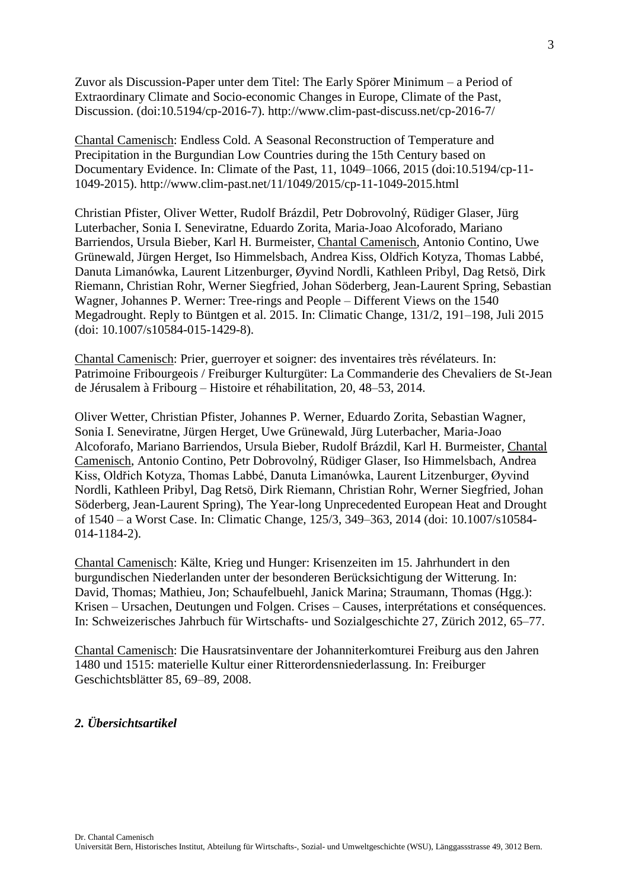Zuvor als Discussion-Paper unter dem Titel: The Early Spörer Minimum – a Period of Extraordinary Climate and Socio-economic Changes in Europe, Climate of the Past, Discussion. (doi:10.5194/cp-2016-7). http://www.clim-past-discuss.net/cp-2016-7/

Chantal Camenisch: Endless Cold. A Seasonal Reconstruction of Temperature and Precipitation in the Burgundian Low Countries during the 15th Century based on Documentary Evidence. In: Climate of the Past, 11, 1049–1066, 2015 (doi:10.5194/cp-11-1049-2015). http://www.clim-past.net/11/1049/2015/cp-11-1049-2015.html

Christian Pfister, Oliver Wetter, Rudolf Brázdil, Petr Dobrovolný, Rüdiger Glaser, Jürg Luterbacher, Sonia I. Seneviratne, Eduardo Zorita, Maria-Joao Alcoforado, Mariano Barriendos, Ursula Bieber, Karl H. Burmeister, Chantal Camenisch, Antonio Contino, Uwe Grünewald, Jürgen Herget, Iso Himmelsbach, Andrea Kiss, Oldřich Kotyza, Thomas Labbé, Danuta Limanówka, Laurent Litzenburger, Øyvind Nordli, Kathleen Pribyl, Dag Retsö, Dirk Riemann, Christian Rohr, Werner Siegfried, Johan Söderberg, Jean-Laurent Spring, Sebastian Wagner, Johannes P. Werner: Tree-rings and People – Different Views on the 1540 Megadrought. Reply to Büntgen et al. 2015. In: Climatic Change, 131/2, 191–198, Juli 2015 (doi: 10.1007/s10584-015-1429-8).

Chantal Camenisch: Prier, guerroyer et soigner: des inventaires très révélateurs. In: Patrimoine Fribourgeois / Freiburger Kulturgüter: La Commanderie des Chevaliers de St-Jean de Jérusalem à Fribourg – Histoire et réhabilitation, 20, 48–53, 2014.

Oliver Wetter, Christian Pfister, Johannes P. Werner, Eduardo Zorita, Sebastian Wagner, Sonia I. Seneviratne, Jürgen Herget, Uwe Grünewald, Jürg Luterbacher, Maria-Joao Alcoforafo, Mariano Barriendos, Ursula Bieber, Rudolf Brázdil, Karl H. Burmeister, Chantal Camenisch, Antonio Contino, Petr Dobrovolný, Rüdiger Glaser, Iso Himmelsbach, Andrea Kiss, Oldřich Kotyza, Thomas Labbé, Danuta Limanówka, Laurent Litzenburger, Øyvind Nordli, Kathleen Pribyl, Dag Retsö, Dirk Riemann, Christian Rohr, Werner Siegfried, Johan Söderberg, Jean-Laurent Spring), The Year-long Unprecedented European Heat and Drought of 1540 – a Worst Case. In: Climatic Change, 125/3, 349–363, 2014 (doi: 10.1007/s10584-014-1184-2).

Chantal Camenisch: Kälte, Krieg und Hunger: Krisenzeiten im 15. Jahrhundert in den burgundischen Niederlanden unter der besonderen Berücksichtigung der Witterung. In: David, Thomas; Mathieu, Jon; Schaufelbuehl, Janick Marina; Straumann, Thomas (Hgg.): Krisen – Ursachen, Deutungen und Folgen. Crises – Causes, interprétations et conséquences. In: Schweizerisches Jahrbuch für Wirtschafts- und Sozialgeschichte 27, Zürich 2012, 65–77.

Chantal Camenisch: Die Hausratsinventare der Johanniterkomturei Freiburg aus den Jahren 1480 und 1515: materielle Kultur einer Ritterordensniederlassung. In: Freiburger Geschichtsblätter 85, 69–89, 2008.

## *2. Übersichtsartikel*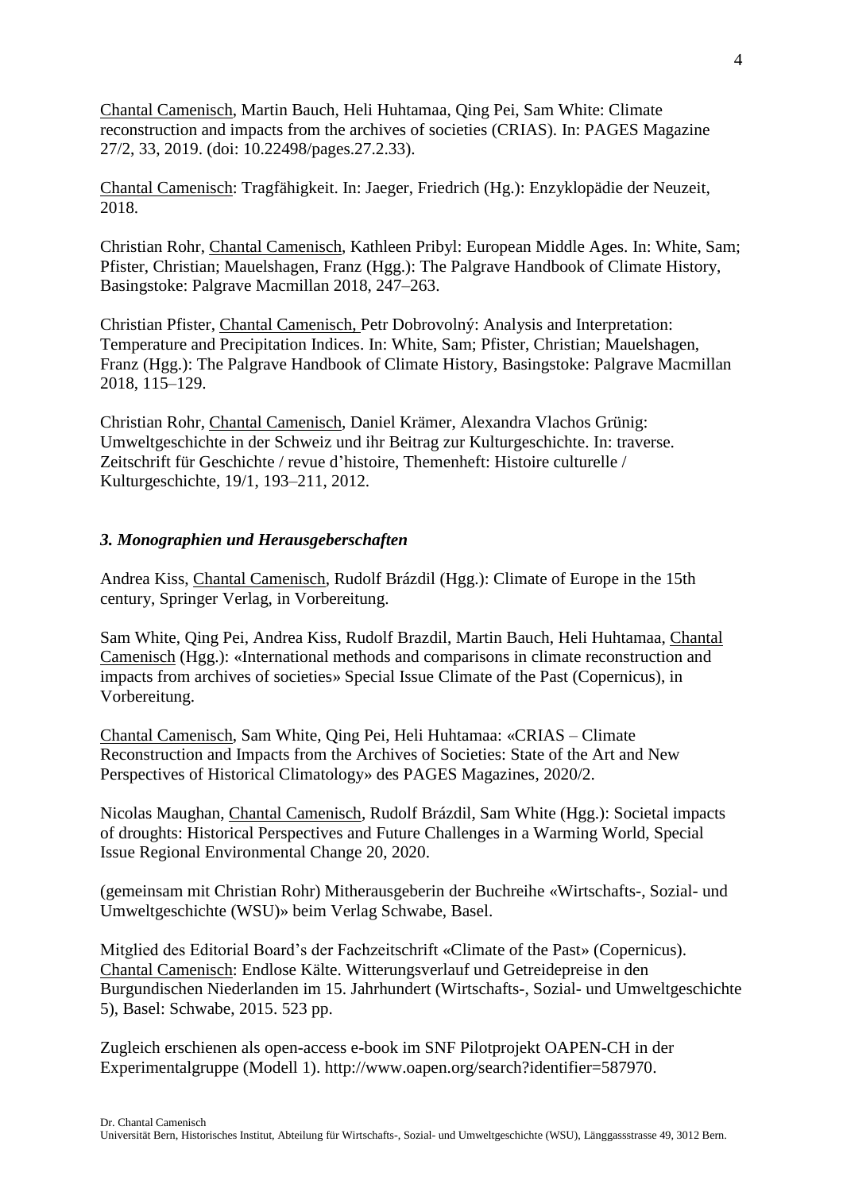Chantal Camenisch, Martin Bauch, Heli Huhtamaa, Qing Pei, Sam White: Climate reconstruction and impacts from the archives of societies (CRIAS). In: PAGES Magazine 27/2, 33, 2019. (doi: 10.22498/pages.27.2.33).

Chantal Camenisch: Tragfähigkeit. In: Jaeger, Friedrich (Hg.): Enzyklopädie der Neuzeit, 2018.

Christian Rohr, Chantal Camenisch, Kathleen Pribyl: European Middle Ages. In: White, Sam; Pfister, Christian; Mauelshagen, Franz (Hgg.): The Palgrave Handbook of Climate History, Basingstoke: Palgrave Macmillan 2018, 247–263.

Christian Pfister, Chantal Camenisch, Petr Dobrovolný: Analysis and Interpretation: Temperature and Precipitation Indices. In: White, Sam; Pfister, Christian; Mauelshagen, Franz (Hgg.): The Palgrave Handbook of Climate History, Basingstoke: Palgrave Macmillan 2018, 115–129.

Christian Rohr, Chantal Camenisch, Daniel Krämer, Alexandra Vlachos Grünig: Umweltgeschichte in der Schweiz und ihr Beitrag zur Kulturgeschichte. In: traverse. Zeitschrift für Geschichte / revue d'histoire, Themenheft: Histoire culturelle / Kulturgeschichte, 19/1, 193–211, 2012.

### *3. Monographien und Herausgeberschaften*

Andrea Kiss, Chantal Camenisch, Rudolf Brázdil (Hgg.): Climate of Europe in the 15th century, Springer Verlag, in Vorbereitung.

Sam White, Qing Pei, Andrea Kiss, Rudolf Brazdil, Martin Bauch, Heli Huhtamaa, Chantal Camenisch (Hgg.): «International methods and comparisons in climate reconstruction and impacts from archives of societies» Special Issue Climate of the Past (Copernicus), in Vorbereitung.

Chantal Camenisch, Sam White, Qing Pei, Heli Huhtamaa: «CRIAS – Climate Reconstruction and Impacts from the Archives of Societies: State of the Art and New Perspectives of Historical Climatology» des PAGES Magazines, 2020/2.

Nicolas Maughan, Chantal Camenisch, Rudolf Brázdil, Sam White (Hgg.): Societal impacts of droughts: Historical Perspectives and Future Challenges in a Warming World, Special Issue Regional Environmental Change 20, 2020.

(gemeinsam mit Christian Rohr) Mitherausgeberin der Buchreihe «Wirtschafts-, Sozial- und Umweltgeschichte (WSU)» beim Verlag Schwabe, Basel.

Mitglied des Editorial Board's der Fachzeitschrift «Climate of the Past» (Copernicus).
Chantal Camenisch: Endlose Kälte. Witterungsverlauf und Getreidepreise in den Burgundischen Niederlanden im 15. Jahrhundert (Wirtschafts-, Sozial- und Umweltgeschichte 5), Basel: Schwabe, 2015. 523 pp.

Zugleich erschienen als open-access e-book im SNF Pilotprojekt OAPEN-CH in der Experimentalgruppe (Modell 1). http://www.oapen.org/search?identifier=587970.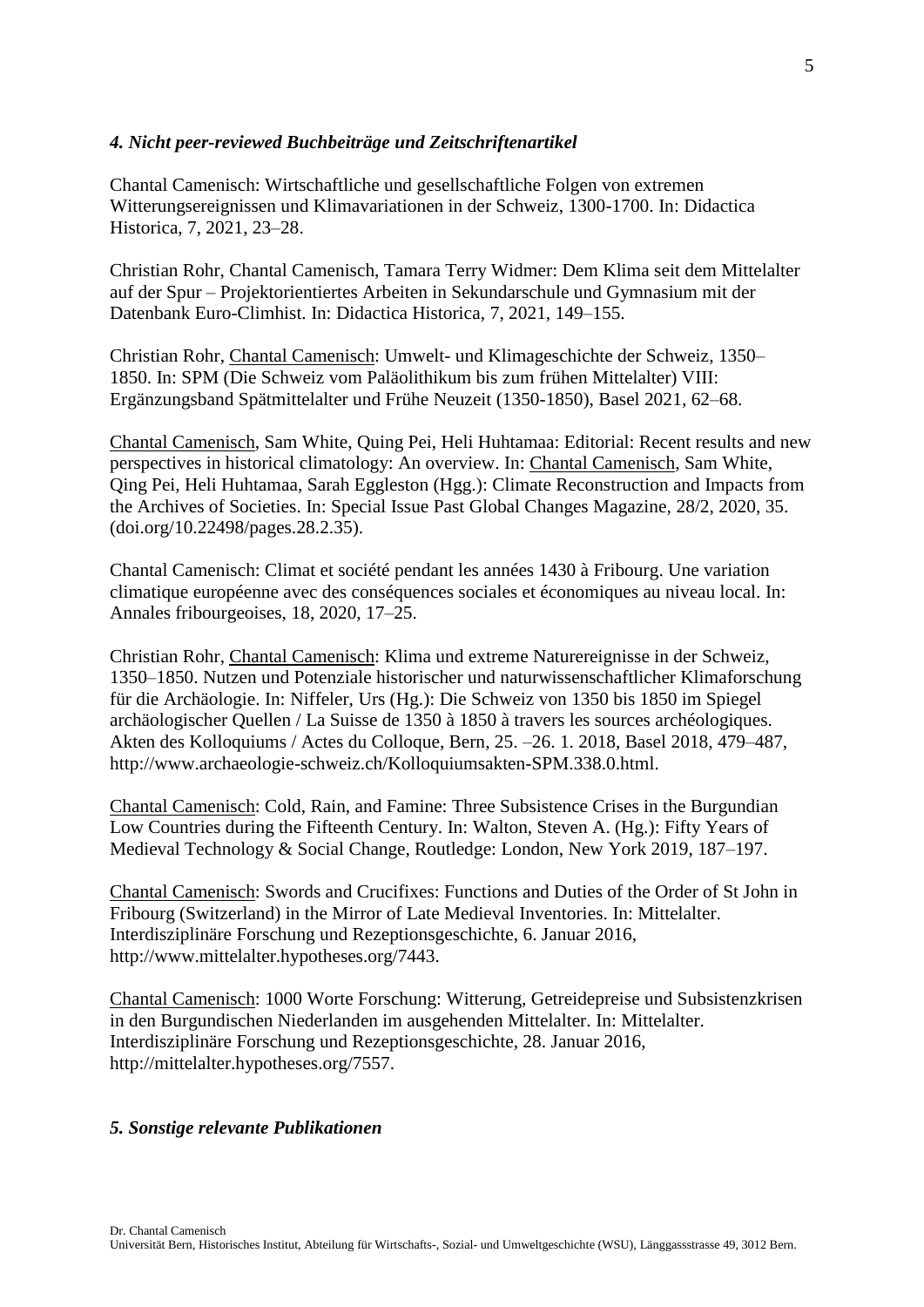### *4. Nicht peer-reviewed Buchbeiträge und Zeitschriftenartikel*

Chantal Camenisch: Wirtschaftliche und gesellschaftliche Folgen von extremen Witterungsereignissen und Klimavariationen in der Schweiz, 1300-1700. In: Didactica Historica, 7, 2021, 23–28.

Christian Rohr, Chantal Camenisch, Tamara Terry Widmer: Dem Klima seit dem Mittelalter auf der Spur – Projektorientiertes Arbeiten in Sekundarschule und Gymnasium mit der Datenbank Euro-Climhist. In: Didactica Historica, 7, 2021, 149–155.

Christian Rohr, Chantal Camenisch: Umwelt- und Klimageschichte der Schweiz, 1350–1850. In: SPM (Die Schweiz vom Paläolithikum bis zum frühen Mittelalter) VIII: Ergänzungsband Spätmittelalter und Frühe Neuzeit (1350-1850), Basel 2021, 62–68.

Chantal Camenisch, Sam White, Quing Pei, Heli Huhtamaa: Editorial: Recent results and new perspectives in historical climatology: An overview. In: Chantal Camenisch, Sam White, Qing Pei, Heli Huhtamaa, Sarah Eggleston (Hgg.): Climate Reconstruction and Impacts from the Archives of Societies. In: Special Issue Past Global Changes Magazine, 28/2, 2020, 35. (doi.org/10.22498/pages.28.2.35).

Chantal Camenisch: Climat et société pendant les années 1430 à Fribourg. Une variation climatique européenne avec des conséquences sociales et économiques au niveau local. In: Annales fribourgeoises, 18, 2020, 17–25.

Christian Rohr, Chantal Camenisch: Klima und extreme Naturereignisse in der Schweiz, 1350–1850. Nutzen und Potenziale historischer und naturwissenschaftlicher Klimaforschung für die Archäologie. In: Niffeler, Urs (Hg.): Die Schweiz von 1350 bis 1850 im Spiegel archäologischer Quellen / La Suisse de 1350 à 1850 à travers les sources archéologiques. Akten des Kolloquiums / Actes du Colloque, Bern, 25. –26. 1. 2018, Basel 2018, 479–487, http://www.archaeologie-schweiz.ch/Kolloquiumsakten-SPM.338.0.html.

Chantal Camenisch: Cold, Rain, and Famine: Three Subsistence Crises in the Burgundian Low Countries during the Fifteenth Century. In: Walton, Steven A. (Hg.): Fifty Years of Medieval Technology & Social Change, Routledge: London, New York 2019, 187–197.

Chantal Camenisch: Swords and Crucifixes: Functions and Duties of the Order of St John in Fribourg (Switzerland) in the Mirror of Late Medieval Inventories. In: Mittelalter. Interdisziplinäre Forschung und Rezeptionsgeschichte, 6. Januar 2016, http://www.mittelalter.hypotheses.org/7443.

Chantal Camenisch: 1000 Worte Forschung: Witterung, Getreidepreise und Subsistenzkrisen in den Burgundischen Niederlanden im ausgehenden Mittelalter. In: Mittelalter. Interdisziplinäre Forschung und Rezeptionsgeschichte, 28. Januar 2016, http://mittelalter.hypotheses.org/7557.

### *5. Sonstige relevante Publikationen*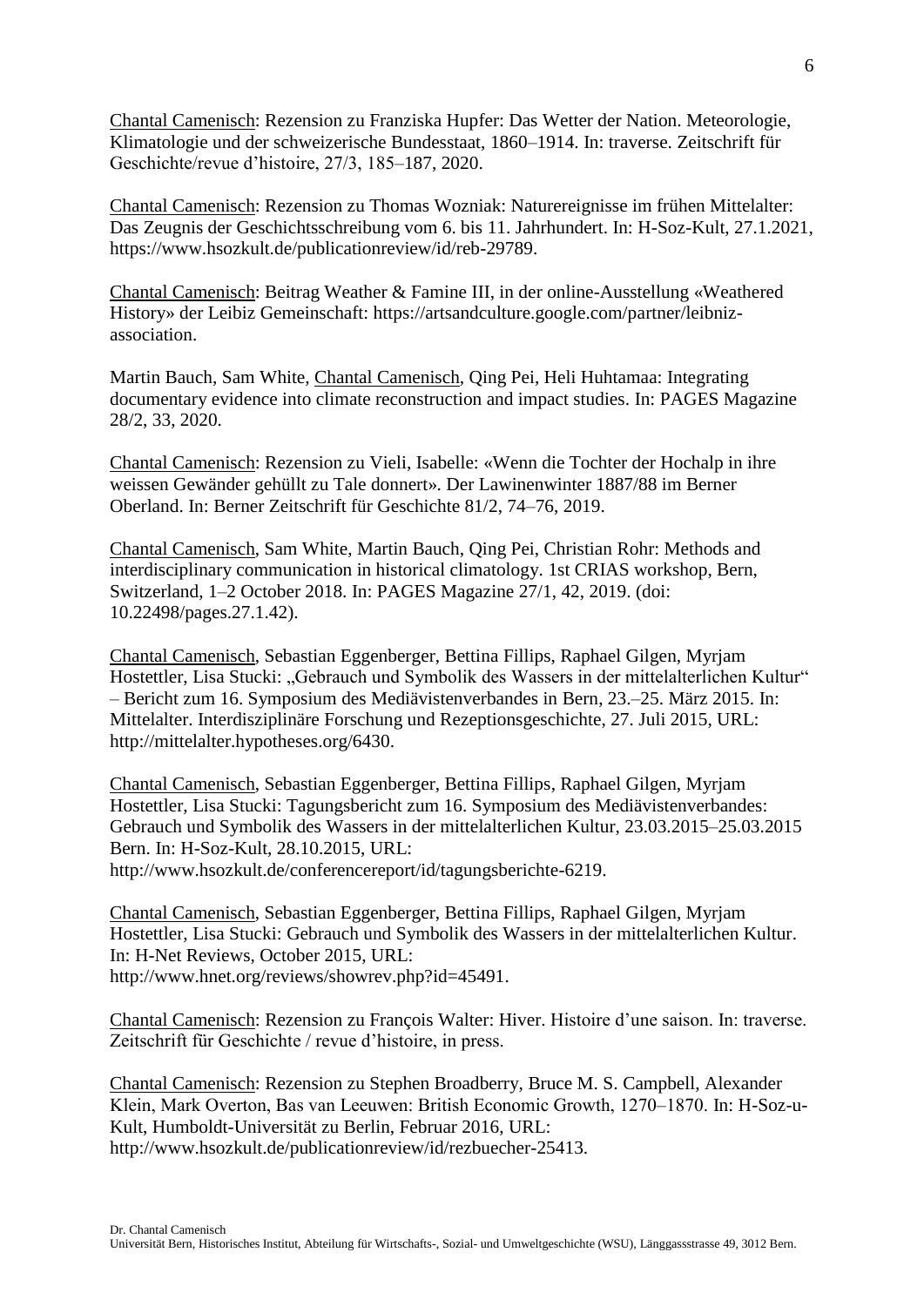Chantal Camenisch: Rezension zu Franziska Hupfer: Das Wetter der Nation. Meteorologie, Klimatologie und der schweizerische Bundesstaat, 1860–1914. In: traverse. Zeitschrift für Geschichte/revue d'histoire, 27/3, 185–187, 2020.

Chantal Camenisch: Rezension zu Thomas Wozniak: Naturereignisse im frühen Mittelalter: Das Zeugnis der Geschichtsschreibung vom 6. bis 11. Jahrhundert. In: H-Soz-Kult, 27.1.2021, https://www.hsozkult.de/publicationreview/id/reb-29789.

Chantal Camenisch: Beitrag Weather & Famine III, in der online-Ausstellung «Weathered History» der Leibiz Gemeinschaft: https://artsandculture.google.com/partner/leibniz-association.

Martin Bauch, Sam White, Chantal Camenisch, Qing Pei, Heli Huhtamaa: Integrating documentary evidence into climate reconstruction and impact studies. In: PAGES Magazine 28/2, 33, 2020.

Chantal Camenisch: Rezension zu Vieli, Isabelle: «Wenn die Tochter der Hochalp in ihre weissen Gewänder gehüllt zu Tale donnert». Der Lawinenwinter 1887/88 im Berner Oberland. In: Berner Zeitschrift für Geschichte 81/2, 74–76, 2019.

Chantal Camenisch, Sam White, Martin Bauch, Qing Pei, Christian Rohr: Methods and interdisciplinary communication in historical climatology. 1st CRIAS workshop, Bern, Switzerland, 1–2 October 2018. In: PAGES Magazine 27/1, 42, 2019. (doi: 10.22498/pages.27.1.42).

Chantal Camenisch, Sebastian Eggenberger, Bettina Fillips, Raphael Gilgen, Myrjam Hostettler, Lisa Stucki: „Gebrauch und Symbolik des Wassers in der mittelalterlichen Kultur" – Bericht zum 16. Symposium des Mediävistenverbandes in Bern, 23.–25. März 2015. In: Mittelalter. Interdisziplinäre Forschung und Rezeptionsgeschichte, 27. Juli 2015, URL: http://mittelalter.hypotheses.org/6430.

Chantal Camenisch, Sebastian Eggenberger, Bettina Fillips, Raphael Gilgen, Myrjam Hostettler, Lisa Stucki: Tagungsbericht zum 16. Symposium des Mediävistenverbandes: Gebrauch und Symbolik des Wassers in der mittelalterlichen Kultur, 23.03.2015–25.03.2015 Bern. In: H-Soz-Kult, 28.10.2015, URL: http://www.hsozkult.de/conferencereport/id/tagungsberichte-6219.

Chantal Camenisch, Sebastian Eggenberger, Bettina Fillips, Raphael Gilgen, Myrjam Hostettler, Lisa Stucki: Gebrauch und Symbolik des Wassers in der mittelalterlichen Kultur. In: H-Net Reviews, October 2015, URL: http://www.hnet.org/reviews/showrev.php?id=45491.

Chantal Camenisch: Rezension zu François Walter: Hiver. Histoire d'une saison. In: traverse. Zeitschrift für Geschichte / revue d'histoire, in press.

Chantal Camenisch: Rezension zu Stephen Broadberry, Bruce M. S. Campbell, Alexander Klein, Mark Overton, Bas van Leeuwen: British Economic Growth, 1270–1870. In: H-Soz-u-Kult, Humboldt-Universität zu Berlin, Februar 2016, URL: http://www.hsozkult.de/publicationreview/id/rezbuecher-25413.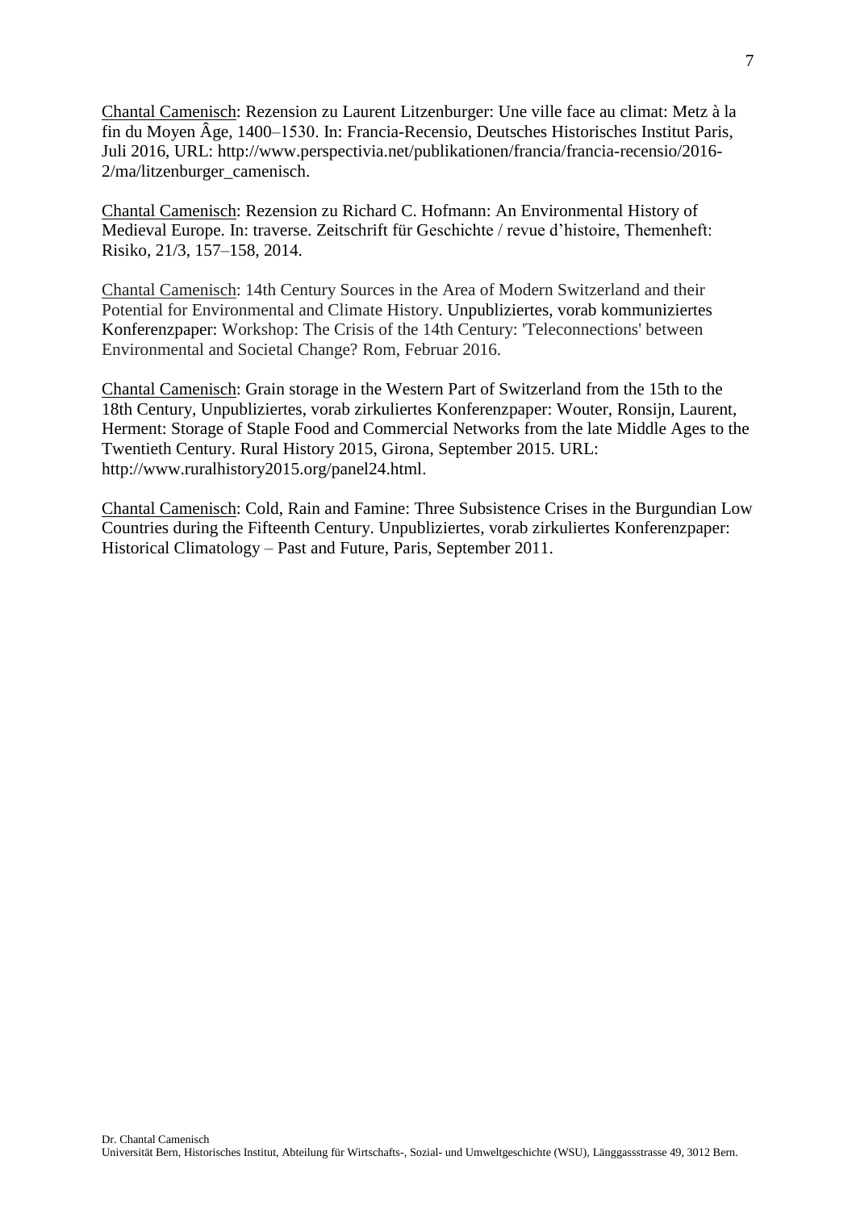Chantal Camenisch: Rezension zu Laurent Litzenburger: Une ville face au climat: Metz à la fin du Moyen Âge, 1400–1530. In: Francia-Recensio, Deutsches Historisches Institut Paris, Juli 2016, URL: http://www.perspectivia.net/publikationen/francia/francia-recensio/2016-2/ma/litzenburger_camenisch.

Chantal Camenisch: Rezension zu Richard C. Hofmann: An Environmental History of Medieval Europe. In: traverse. Zeitschrift für Geschichte / revue d'histoire, Themenheft: Risiko, 21/3, 157–158, 2014.

Chantal Camenisch: 14th Century Sources in the Area of Modern Switzerland and their Potential for Environmental and Climate History. Unpubliziertes, vorab kommuniziertes Konferenzpaper: Workshop: The Crisis of the 14th Century: 'Teleconnections' between Environmental and Societal Change? Rom, Februar 2016.

Chantal Camenisch: Grain storage in the Western Part of Switzerland from the 15th to the 18th Century, Unpubliziertes, vorab zirkuliertes Konferenzpaper: Wouter, Ronsijn, Laurent, Herment: Storage of Staple Food and Commercial Networks from the late Middle Ages to the Twentieth Century. Rural History 2015, Girona, September 2015. URL: http://www.ruralhistory2015.org/panel24.html.

Chantal Camenisch: Cold, Rain and Famine: Three Subsistence Crises in the Burgundian Low Countries during the Fifteenth Century. Unpubliziertes, vorab zirkuliertes Konferenzpaper: Historical Climatology – Past and Future, Paris, September 2011.